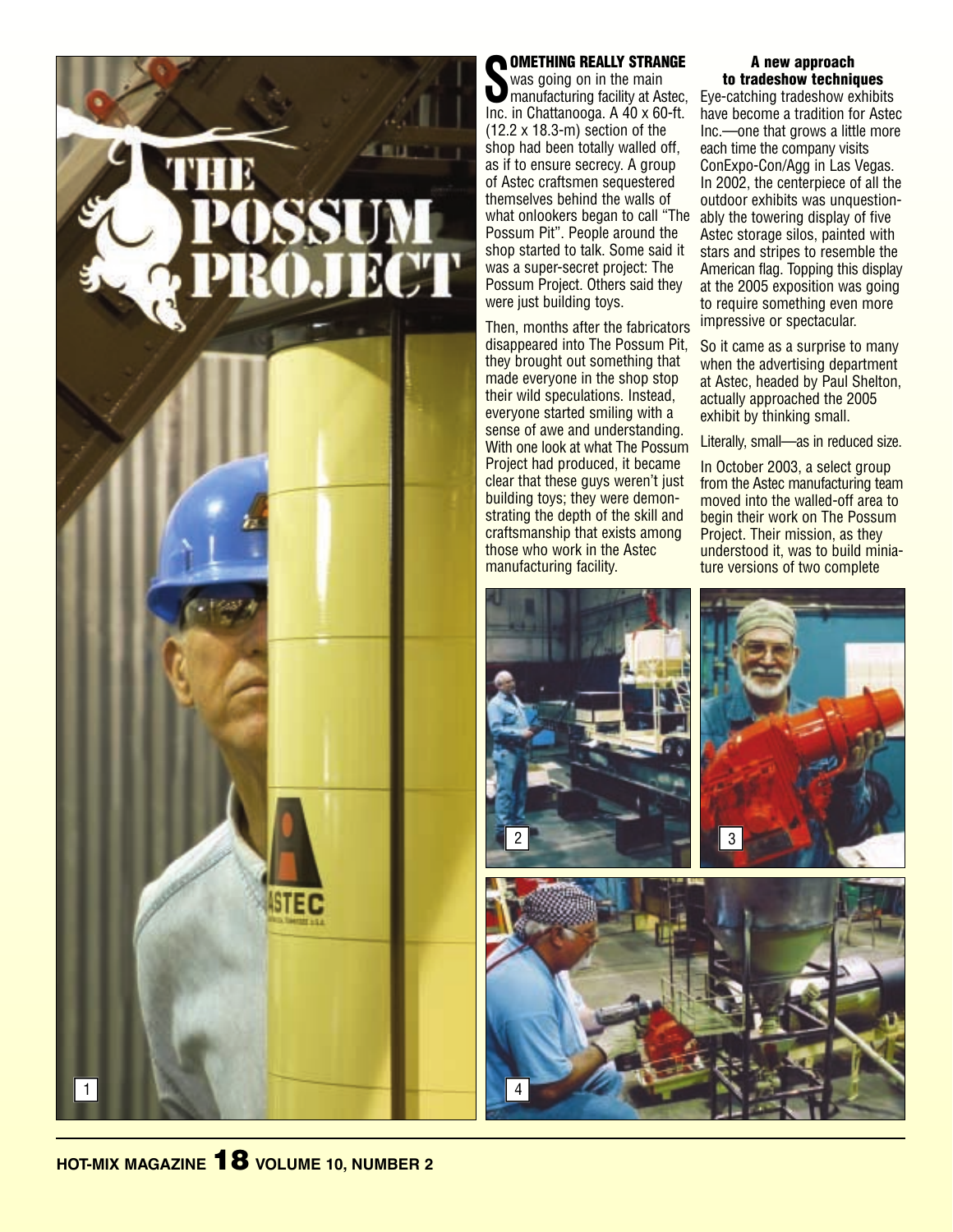# THE POSSUM PROJECT

**SOMETHING REALLY STRANGE** was going on in the main manufacturing facility at Astec, Inc. in Chattanooga. A 40 x 60-ft. (12.2 x 18.3-m) section of the shop had been totally walled off, as if to ensure secrecy. A group of Astec craftsmen sequestered themselves behind the walls of what onlookers began to call "The Possum Pit". People around the shop started to talk. Some said it was a super-secret project: The Possum Project. Others said they were just building toys.

Then, months after the fabricators disappeared into The Possum Pit, they brought out something that made everyone in the shop stop their wild speculations. Instead, everyone started smiling with a sense of awe and understanding. With one look at what The Possum Project had produced, it became clear that these guys weren't just building toys; they were demonstrating the depth of the skill and craftsmanship that exists among those who work in the Astec manufacturing facility.

### A new approach to tradeshow techniques

Eye-catching tradeshow exhibits have become a tradition for Astec Inc.—one that grows a little more each time the company visits ConExpo-Con/Agg in Las Vegas. In 2002, the centerpiece of all the outdoor exhibits was unquestionably the towering display of five Astec storage silos, painted with stars and stripes to resemble the American flag. Topping this display at the 2005 exposition was going to require something even more impressive or spectacular.

So it came as a surprise to many when the advertising department at Astec, headed by Paul Shelton, actually approached the 2005 exhibit by thinking small.

Literally, small—as in reduced size.

In October 2003, a select group from the Astec manufacturing team moved into the walled-off area to begin their work on The Possum Project. Their mission, as they understood it, was to build miniature versions of two complete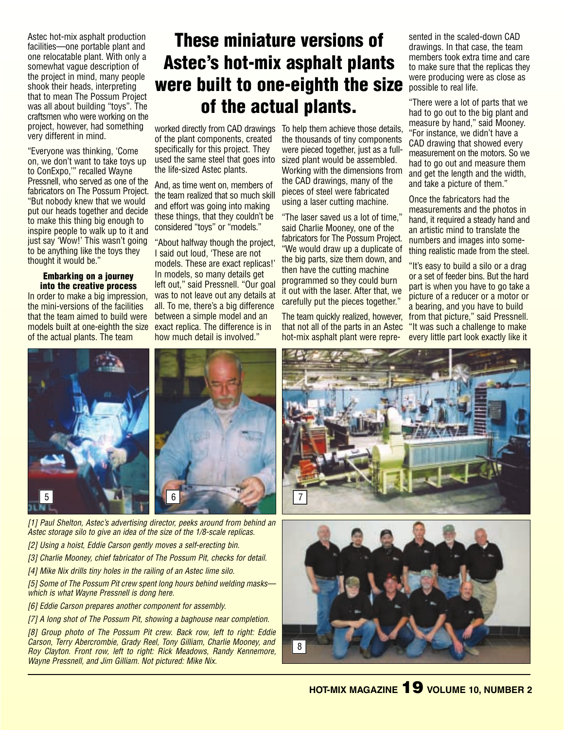Astec hot-mix asphalt production facilities—one portable plant and one relocatable plant. With only a somewhat vague description of the project in mind, many people shook their heads, interpreting that to mean The Possum Project was all about building "toys". The craftsmen who were working on the project, however, had something very different in mind.

"Everyone was thinking, 'Come on, we don't want to take toys up to ConExpo,'" recalled Wayne Pressnell, who served as one of the fabricators on The Possum Project. "But nobody knew that we would put our heads together and decide to make this thing big enough to inspire people to walk up to it and just say 'Wow!' This wasn't going to be anything like the toys they thought it would be."

#### Embarking on a journey into the creative process

In order to make a big impression, the mini-versions of the facilities that the team aimed to build were models built at one-eighth the size of the actual plants. The team worked directly from CAD drawings of the plant components, created specifically for this project. They used the same steel that goes into the life-sized Astec plants.

## These miniature versions of Astec's hot-mix asphalt plants were built to one-eighth the size of the actual plants.

And, as time went on, members of the team realized that so much skill and effort was going into making these things, that they couldn't be considered "toys" or "models."

"About halfway though the project, I said out loud, 'These are not models. These are exact replicas!' In models, so many details get left out," said Pressnell. "Our goal was to not leave out any details at all. To me, there's a big difference between a simple model and an exact replica. The difference is in how much detail is involved."

To help them achieve those details, the thousands of tiny components were pieced together, just as a full-sized plant would be assembled. Working with the dimensions from the CAD drawings, many of the pieces of steel were fabricated using a laser cutting machine.

"The laser saved us a lot of time," said Charlie Mooney, one of the fabricators for The Possum Project. "We would draw up a duplicate of the big parts, size them down, and then have the cutting machine programmed so they could burn it out with the laser. After that, we carefully put the pieces together."

The team quickly realized, however, that not all of the parts in an Astec hot-mix asphalt plant were represented in the scaled-down CAD drawings. In that case, the team members took extra time and care to make sure that the replicas they were producing were as close as possible to real life.

"There were a lot of parts that we had to go out to the big plant and measure by hand," said Mooney. "For instance, we didn't have a CAD drawing that showed every measurement on the motors. So we had to go out and measure them and get the length and the width, and take a picture of them."

Once the fabricators had the measurements and the photos in hand, it required a steady hand and an artistic mind to translate the numbers and images into something realistic made from the steel.

"It's easy to build a silo or a drag or a set of feeder bins. But the hard part is when you have to go take a picture of a reducer or a motor or a bearing, and you have to build from that picture," said Pressnell. "It was such a challenge to make every little part look exactly like it

*[1] Paul Shelton, Astec's advertising director, peeks around from behind an Astec storage silo to give an idea of the size of the 1/8-scale replicas.*

*[2] Using a hoist, Eddie Carson gently moves a self-erecting bin.*

*[3] Charlie Mooney, chief fabricator of The Possum Pit, checks for detail.*

*[4] Mike Nix drills tiny holes in the railing of an Astec lime silo.*

*[5] Some of The Possum Pit crew spent long hours behind welding masks—which is what Wayne Pressnell is dong here.*

*[6] Eddie Carson prepares another component for assembly.*

*[7] A long shot of The Possum Pit, showing a baghouse near completion.*

*[8] Group photo of The Possum Pit crew. Back row, left to right: Eddie Carson, Terry Abercrombie, Grady Reel, Tony Gilliam, Charlie Mooney, and Roy Clayton. Front row, left to right: Rick Meadows, Randy Kennemore, Wayne Pressnell, and Jim Gilliam. Not pictured: Mike Nix.*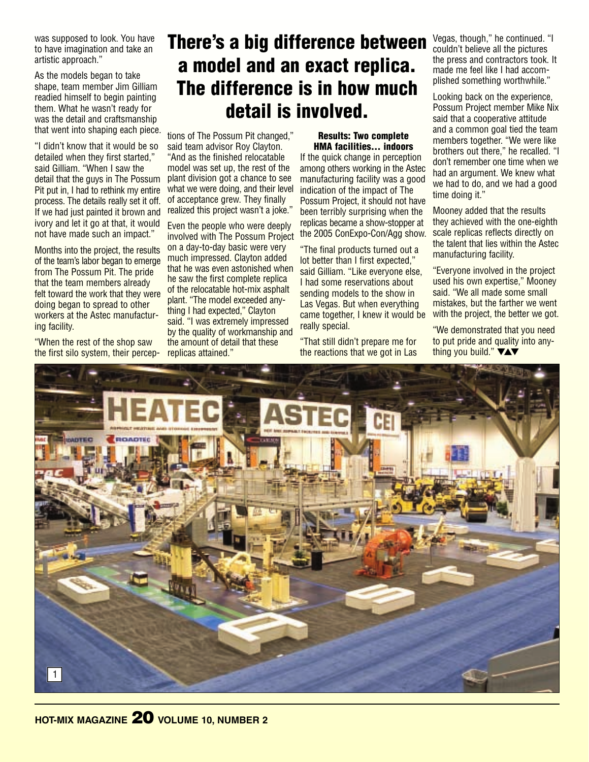was supposed to look. You have to have imagination and take an artistic approach."

As the models began to take shape, team member Jim Gilliam readied himself to begin painting them. What he wasn't ready for was the detail and craftsmanship that went into shaping each piece.

"I didn't know that it would be so detailed when they first started," said Gilliam. "When I saw the detail that the guys in The Possum Pit put in, I had to rethink my entire process. The details really set it off. If we had just painted it brown and ivory and let it go at that, it would not have made such an impact."

Months into the project, the results of the team's labor began to emerge from The Possum Pit. The pride that the team members already felt toward the work that they were doing began to spread to other workers at the Astec manufacturing facility.

"When the rest of the shop saw the first silo system, their perceptions of The Possum Pit changed," said team advisor Roy Clayton. "And as the finished relocatable model was set up, the rest of the plant division got a chance to see what we were doing, and their level of acceptance grew. They finally realized this project wasn't a joke."

## There's a big difference between a model and an exact replica. The difference is in how much detail is involved.

Even the people who were deeply involved with The Possum Project on a day-to-day basic were very much impressed. Clayton added that he was even astonished when he saw the first complete replica of the relocatable hot-mix asphalt plant. "The model exceeded anything I had expected," Clayton said. "I was extremely impressed by the quality of workmanship and the amount of detail that these replicas attained."

### Results: Two complete HMA facilities... indoors

If the quick change in perception among others working in the Astec manufacturing facility was a good indication of the impact of The Possum Project, it should not have been terribly surprising when the replicas became a show-stopper at the 2005 ConExpo-Con/Agg show.

"The final products turned out a lot better than I first expected," said Gilliam. "Like everyone else, I had some reservations about sending models to the show in Las Vegas. But when everything came together, I knew it would be really special.

"That still didn't prepare me for the reactions that we got in Las Vegas, though," he continued. "I couldn't believe all the pictures the press and contractors took. It made me feel like I had accomplished something worthwhile."

Looking back on the experience, Possum Project member Mike Nix said that a cooperative attitude and a common goal tied the team members together. "We were like brothers out there," he recalled. "I don't remember one time when we had an argument. We knew what we had to do, and we had a good time doing it."

Mooney added that the results they achieved with the one-eighth scale replicas reflects directly on the talent that lies within the Astec manufacturing facility.

"Everyone involved in the project used his own expertise," Mooney said. "We all made some small mistakes, but the farther we went with the project, the better we got.

"We demonstrated that you need to put pride and quality into anything you build." ▼▲▼

1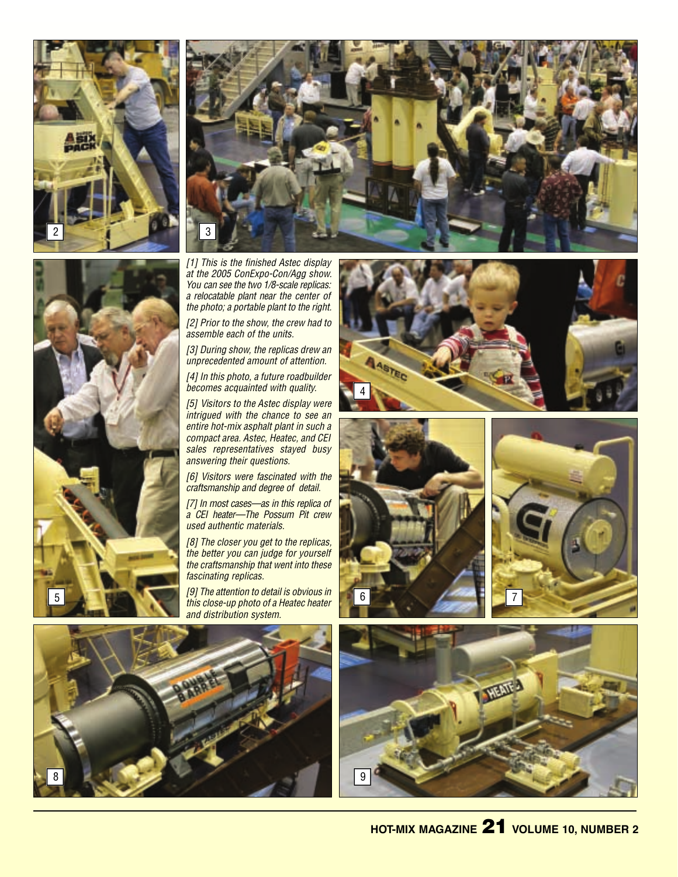*[1] This is the finished Astec display at the 2005 ConExpo-Con/Agg show. You can see the two 1/8-scale replicas: a relocatable plant near the center of the photo; a portable plant to the right.*

*[2] Prior to the show, the crew had to assemble each of the units.*

*[3] During show, the replicas drew an unprecedented amount of attention.*

*[4] In this photo, a future roadbuilder becomes acquainted with quality.*

*[5] Visitors to the Astec display were intrigued with the chance to see an entire hot-mix asphalt plant in such a compact area. Astec, Heatec, and CEI sales representatives stayed busy answering their questions.*

*[6] Visitors were fascinated with the craftsmanship and degree of detail.*

*[7] In most cases—as in this replica of a CEI heater—The Possum Pit crew used authentic materials.*

*[8] The closer you get to the replicas, the better you can judge for yourself the craftsmanship that went into these fascinating replicas.*

*[9] The attention to detail is obvious in this close-up photo of a Heatec heater and distribution system.*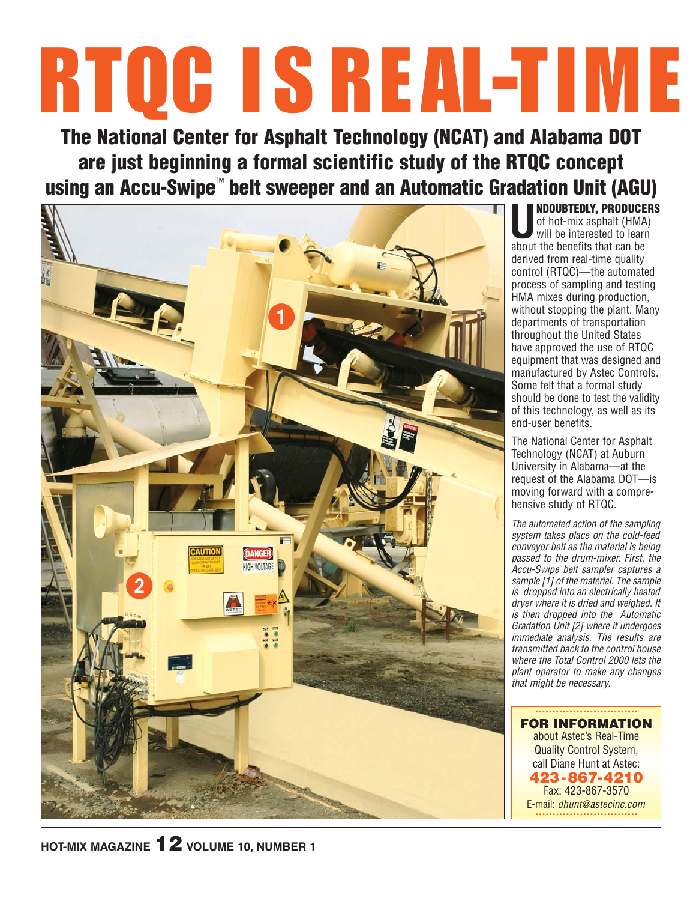# RTQC IS REAL-TIME

## The National Center for Asphalt Technology (NCAT) and Alabama DOT are just beginning a formal scientific study of the RTQC concept using an Accu-Swipe™ belt sweeper and an Automatic Gradation Unit (AGU)

**UNDOUBTEDLY, PRODUCERS** of hot-mix asphalt (HMA) will be interested to learn about the benefits that can be derived from real-time quality control (RTQC)—the automated process of sampling and testing HMA mixes during production, without stopping the plant. Many departments of transportation throughout the United States have approved the use of RTQC equipment that was designed and manufactured by Astec Controls. Some felt that a formal study should be done to test the validity of this technology, as well as its end-user benefits.

The National Center for Asphalt Technology (NCAT) at Auburn University in Alabama—at the request of the Alabama DOT—is moving forward with a comprehensive study of RTQC.

*The automated action of the sampling system takes place on the cold-feed conveyor belt as the material is being passed to the drum-mixer. First, the Accu-Swipe belt sampler captures a sample [1] of the material. The sample is dropped into an electrically heated dryer where it is dried and weighed. It is then dropped into the Automatic Gradation Unit [2] where it undergoes immediate analysis. The results are transmitted back to the control house where the Total Control 2000 lets the plant operator to make any changes that might be necessary.*

**FOR INFORMATION**
about Astec's Real-Time Quality Control System, call Diane Hunt at Astec:
**423-867-4210**
Fax: 423-867-3570
E-mail: *dhunt@astecinc.com*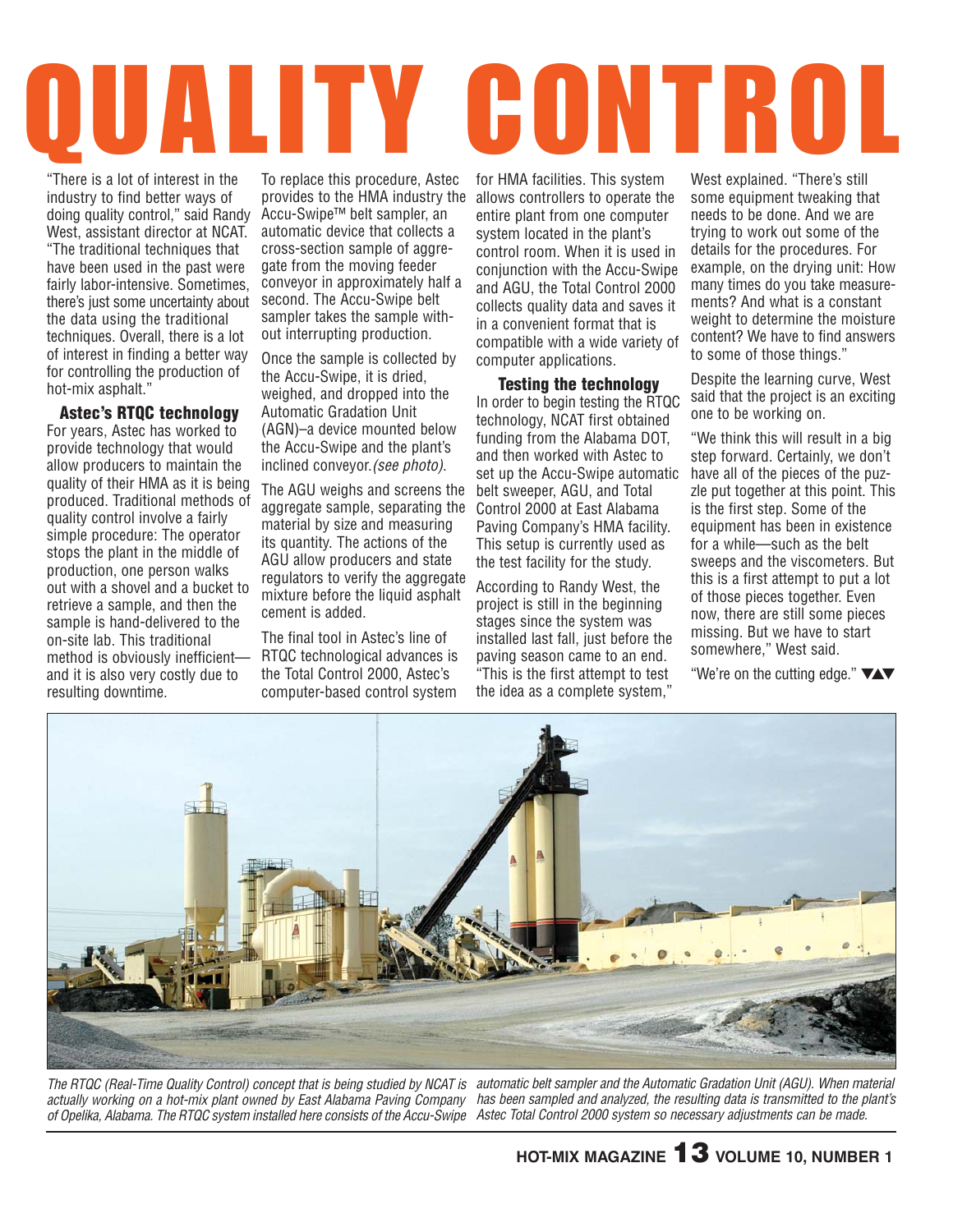# QUALITY CONTROL

"There is a lot of interest in the industry to find better ways of doing quality control," said Randy West, assistant director at NCAT. "The traditional techniques that have been used in the past were fairly labor-intensive. Sometimes, there's just some uncertainty about the data using the traditional techniques. Overall, there is a lot of interest in finding a better way for controlling the production of hot-mix asphalt."

### Astec's RTQC technology

For years, Astec has worked to provide technology that would allow producers to maintain the quality of their HMA as it is being produced. Traditional methods of quality control involve a fairly simple procedure: The operator stops the plant in the middle of production, one person walks out with a shovel and a bucket to retrieve a sample, and then the sample is hand-delivered to the on-site lab. This traditional method is obviously inefficient—and it is also very costly due to resulting downtime.

To replace this procedure, Astec provides to the HMA industry the Accu-Swipe™ belt sampler, an automatic device that collects a cross-section sample of aggregate from the moving feeder conveyor in approximately half a second. The Accu-Swipe belt sampler takes the sample without interrupting production.

Once the sample is collected by the Accu-Swipe, it is dried, weighed, and dropped into the Automatic Gradation Unit (AGN)–a device mounted below the Accu-Swipe and the plant's inclined conveyor. *(see photo)*.

The AGU weighs and screens the aggregate sample, separating the material by size and measuring its quantity. The actions of the AGU allow producers and state regulators to verify the aggregate mixture before the liquid asphalt cement is added.

The final tool in Astec's line of RTQC technological advances is the Total Control 2000, Astec's computer-based control system for HMA facilities. This system allows controllers to operate the entire plant from one computer system located in the plant's control room. When it is used in conjunction with the Accu-Swipe and AGU, the Total Control 2000 collects quality data and saves it in a convenient format that is compatible with a wide variety of computer applications.

### Testing the technology

In order to begin testing the RTQC technology, NCAT first obtained funding from the Alabama DOT, and then worked with Astec to set up the Accu-Swipe automatic belt sweeper, AGU, and Total Control 2000 at East Alabama Paving Company's HMA facility. This setup is currently used as the test facility for the study.

According to Randy West, the project is still in the beginning stages since the system was installed last fall, just before the paving season came to an end. "This is the first attempt to test the idea as a complete system," West explained. "There's still some equipment tweaking that needs to be done. And we are trying to work out some of the details for the procedures. For example, on the drying unit: How many times do you take measurements? And what is a constant weight to determine the moisture content? We have to find answers to some of those things."

Despite the learning curve, West said that the project is an exciting one to be working on.

"We think this will result in a big step forward. Certainly, we don't have all of the pieces of the puzzle put together at this point. This is the first step. Some of the equipment has been in existence for a while—such as the belt sweeps and the viscometers. But this is a first attempt to put a lot of those pieces together. Even now, there are still some pieces missing. But we have to start somewhere," West said.

"We're on the cutting edge."

*The RTQC (Real-Time Quality Control) concept that is being studied by NCAT is actually working on a hot-mix plant owned by East Alabama Paving Company of Opelika, Alabama. The RTQC system installed here consists of the Accu-Swipe automatic belt sampler and the Automatic Gradation Unit (AGU). When material has been sampled and analyzed, the resulting data is transmitted to the plant's Astec Total Control 2000 system so necessary adjustments can be made.*